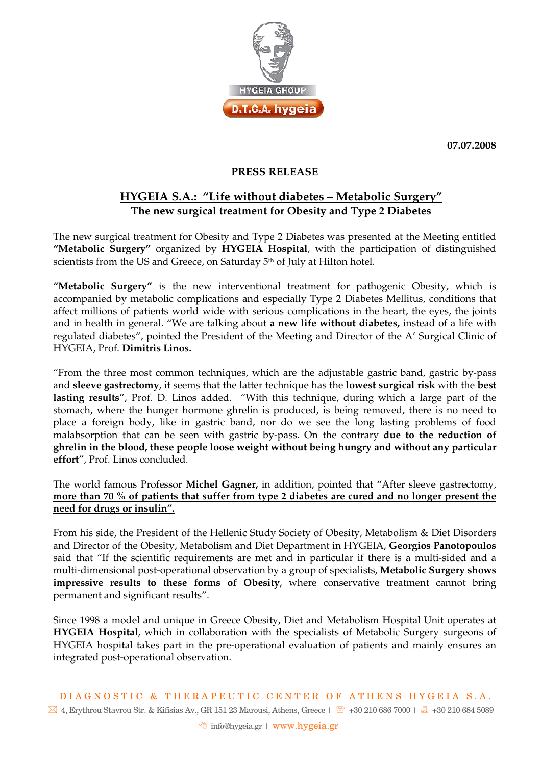07.07.2008

## PRESS RELEASE

## HYGEIA S.A.: "Life without diabetes – Metabolic Surgery"

### The new surgical treatment for Obesity and Type 2 Diabetes

The new surgical treatment for Obesity and Type 2 Diabetes was presented at the Meeting entitled **"Metabolic Surgery"** organized by **HYGEIA Hospital**, with the participation of distinguished scientists from the US and Greece, on Saturday 5th of July at Hilton hotel.

**"Metabolic Surgery"** is the new interventional treatment for pathogenic Obesity, which is accompanied by metabolic complications and especially Type 2 Diabetes Mellitus, conditions that affect millions of patients world wide with serious complications in the heart, the eyes, the joints and in health in general. "We are talking about **a new life without diabetes,** instead of a life with regulated diabetes", pointed the President of the Meeting and Director of the A' Surgical Clinic of HYGEIA, Prof. **Dimitris Linos.**

"From the three most common techniques, which are the adjustable gastric band, gastric by-pass and **sleeve gastrectomy**, it seems that the latter technique has the **lowest surgical risk** with the **best lasting results**", Prof. D. Linos added. "With this technique, during which a large part of the stomach, where the hunger hormone ghrelin is produced, is being removed, there is no need to place a foreign body, like in gastric band, nor do we see the long lasting problems of food malabsorption that can be seen with gastric by-pass. On the contrary **due to the reduction of ghrelin in the blood, these people loose weight without being hungry and without any particular effort**", Prof. Linos concluded.

The world famous Professor **Michel Gagner,** in addition, pointed that "After sleeve gastrectomy, **more than 70 % of patients that suffer from type 2 diabetes are cured and no longer present the need for drugs or insulin".**

From his side, the President of the Hellenic Study Society of Obesity, Metabolism & Diet Disorders and Director of the Obesity, Metabolism and Diet Department in HYGEIA, **Georgios Panotopoulos** said that "If the scientific requirements are met and in particular if there is a multi-sided and a multi-dimensional post-operational observation by a group of specialists, **Metabolic Surgery shows impressive results to these forms of Obesity**, where conservative treatment cannot bring permanent and significant results".

Since 1998 a model and unique in Greece Obesity, Diet and Metabolism Hospital Unit operates at **HYGEIA Hospital**, which in collaboration with the specialists of Metabolic Surgery surgeons of HYGEIA hospital takes part in the pre-operational evaluation of patients and mainly ensures an integrated post-operational observation.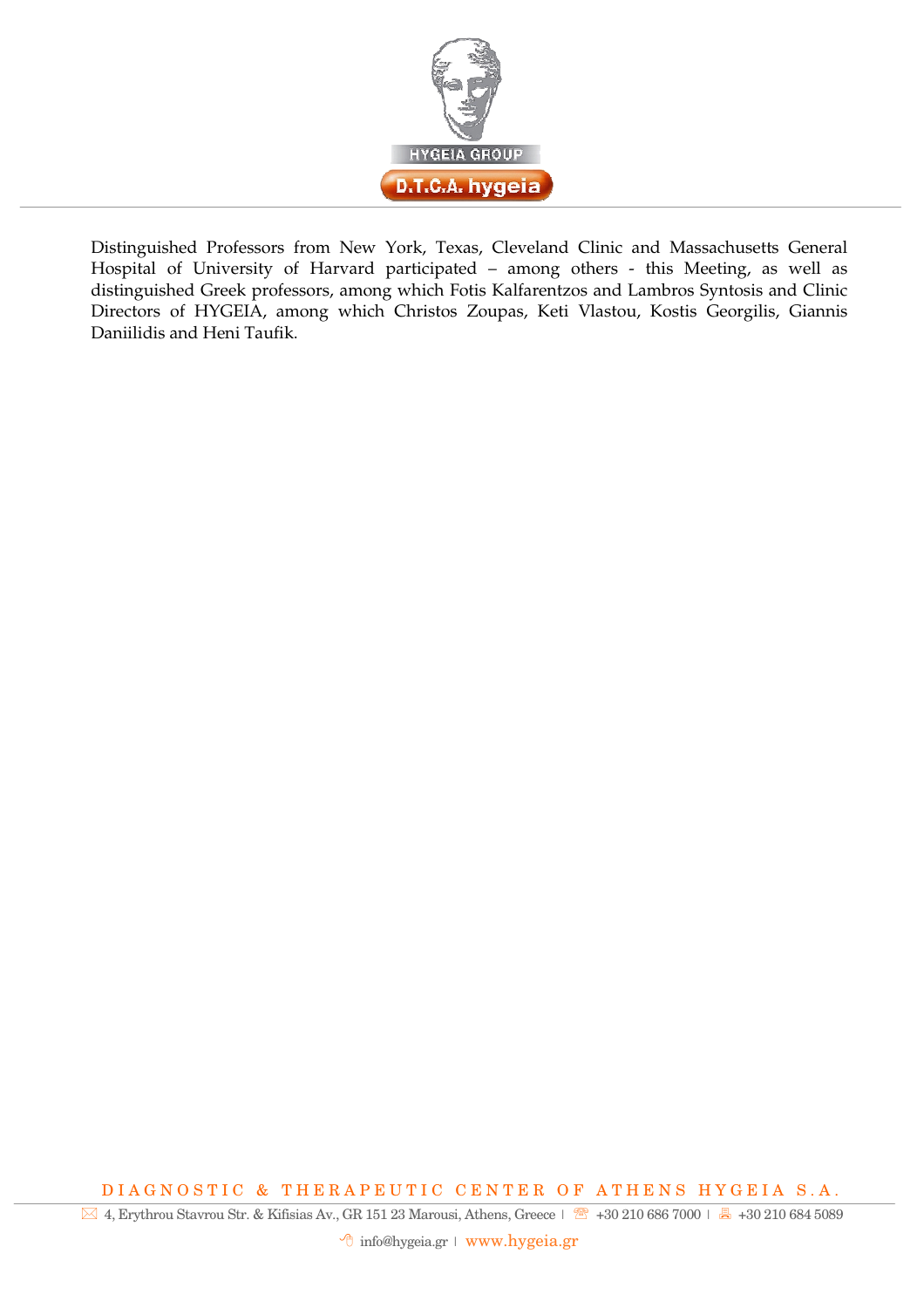Distinguished Professors from New York, Texas, Cleveland Clinic and Massachusetts General Hospital of University of Harvard participated – among others - this Meeting, as well as distinguished Greek professors, among which Fotis Kalfarentzos and Lambros Syntosis and Clinic Directors of HYGEIA, among which Christos Zoupas, Keti Vlastou, Kostis Georgilis, Giannis Daniilidis and Heni Taufik.